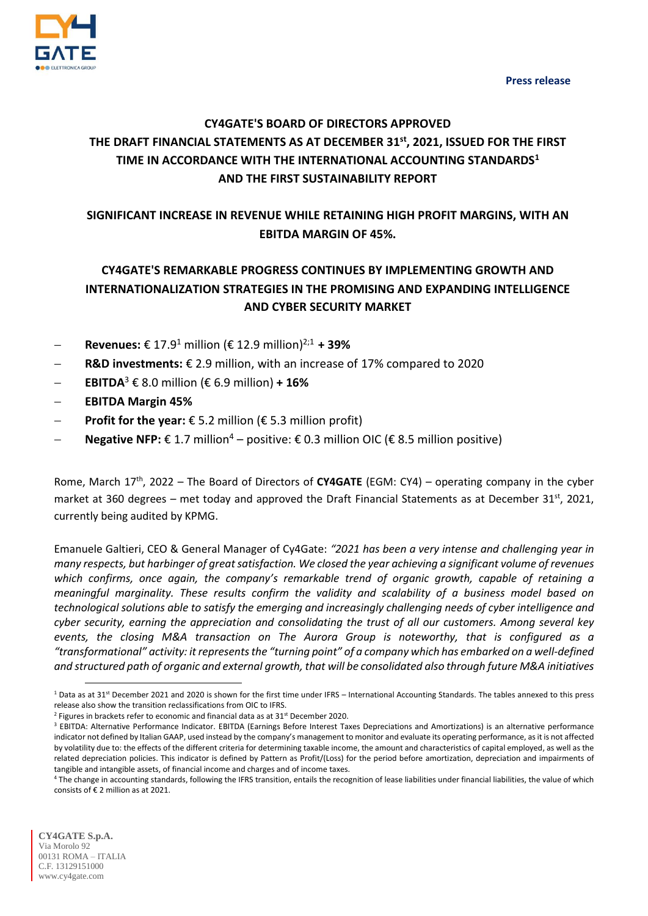Press release

# CY4GATE'S BOARD OF DIRECTORS APPROVED THE DRAFT FINANCIAL STATEMENTS AS AT DECEMBER 31st, 2021, ISSUED FOR THE FIRST TIME IN ACCORDANCE WITH THE INTERNATIONAL ACCOUNTING STANDARDS[1] AND THE FIRST SUSTAINABILITY REPORT

## SIGNIFICANT INCREASE IN REVENUE WHILE RETAINING HIGH PROFIT MARGINS, WITH AN EBITDA MARGIN OF 45%.

## CY4GATE'S REMARKABLE PROGRESS CONTINUES BY IMPLEMENTING GROWTH AND INTERNATIONALIZATION STRATEGIES IN THE PROMISING AND EXPANDING INTELLIGENCE AND CYBER SECURITY MARKET

- **Revenues:** € 17.9[1] million (€ 12.9 million)[2;1] **+ 39%**
- **R&D investments:** € 2.9 million, with an increase of 17% compared to 2020
- **EBITDA**[3] € 8.0 million (€ 6.9 million) **+ 16%**
- **EBITDA Margin 45%**
- **Profit for the year:** € 5.2 million (€ 5.3 million profit)
- **Negative NFP:** € 1.7 million[4] – positive: € 0.3 million OIC (€ 8.5 million positive)

Rome, March 17th, 2022 – The Board of Directors of **CY4GATE** (EGM: CY4) – operating company in the cyber market at 360 degrees – met today and approved the Draft Financial Statements as at December 31st, 2021, currently being audited by KPMG.

Emanuele Galtieri, CEO & General Manager of Cy4Gate: *"2021 has been a very intense and challenging year in many respects, but harbinger of great satisfaction. We closed the year achieving a significant volume of revenues which confirms, once again, the company's remarkable trend of organic growth, capable of retaining a meaningful marginality. These results confirm the validity and scalability of a business model based on technological solutions able to satisfy the emerging and increasingly challenging needs of cyber intelligence and cyber security, earning the appreciation and consolidating the trust of all our customers. Among several key events, the closing M&A transaction on The Aurora Group is noteworthy, that is configured as a "transformational" activity: it represents the "turning point" of a company which has embarked on a well-defined and structured path of organic and external growth, that will be consolidated also through future M&A initiatives*

[1] Data as at 31st December 2021 and 2020 is shown for the first time under IFRS – International Accounting Standards. The tables annexed to this press release also show the transition reclassifications from OIC to IFRS.

[2] Figures in brackets refer to economic and financial data as at 31st December 2020.

[3] EBITDA: Alternative Performance Indicator. EBITDA (Earnings Before Interest Taxes Depreciations and Amortizations) is an alternative performance indicator not defined by Italian GAAP, used instead by the company's management to monitor and evaluate its operating performance, as it is not affected by volatility due to: the effects of the different criteria for determining taxable income, the amount and characteristics of capital employed, as well as the related depreciation policies. This indicator is defined by Pattern as Profit/(Loss) for the period before amortization, depreciation and impairments of tangible and intangible assets, of financial income and charges and of income taxes.

[4] The change in accounting standards, following the IFRS transition, entails the recognition of lease liabilities under financial liabilities, the value of which consists of € 2 million as at 2021.

**CY4GATE S.p.A.**
Via Morolo 92
00131 ROMA – ITALIA
C.F. 13129151000
www.cy4gate.com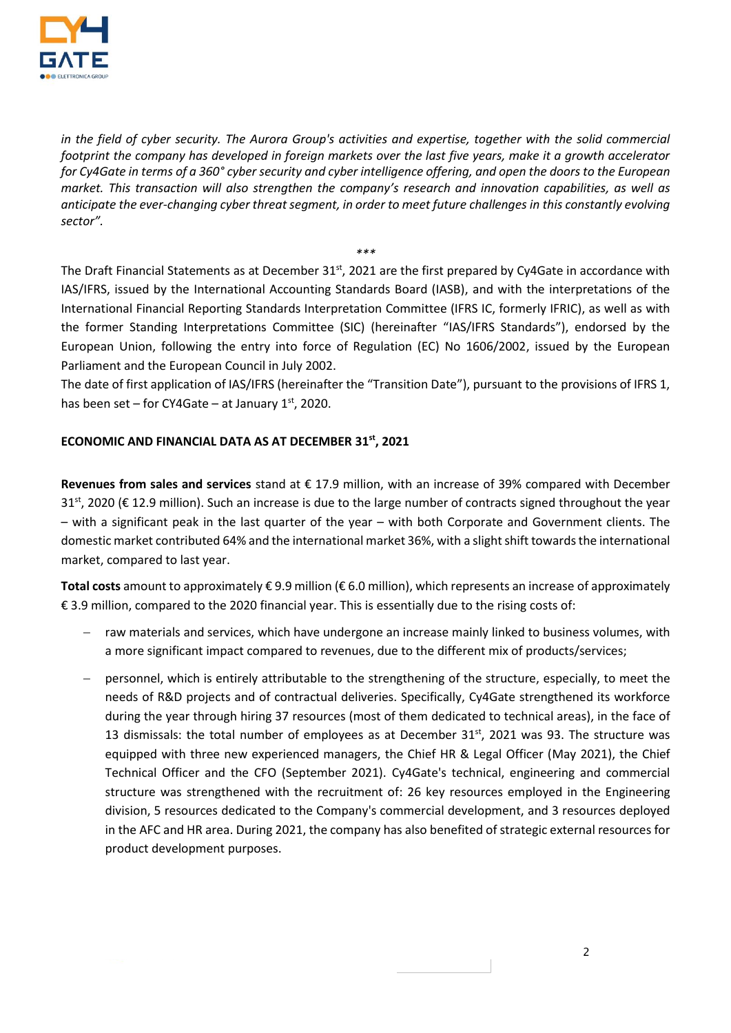*in the field of cyber security. The Aurora Group's activities and expertise, together with the solid commercial footprint the company has developed in foreign markets over the last five years, make it a growth accelerator for Cy4Gate in terms of a 360° cyber security and cyber intelligence offering, and open the doors to the European market. This transaction will also strengthen the company's research and innovation capabilities, as well as anticipate the ever-changing cyber threat segment, in order to meet future challenges in this constantly evolving sector".*

\*\*\*

The Draft Financial Statements as at December 31st, 2021 are the first prepared by Cy4Gate in accordance with IAS/IFRS, issued by the International Accounting Standards Board (IASB), and with the interpretations of the International Financial Reporting Standards Interpretation Committee (IFRS IC, formerly IFRIC), as well as with the former Standing Interpretations Committee (SIC) (hereinafter "IAS/IFRS Standards"), endorsed by the European Union, following the entry into force of Regulation (EC) No 1606/2002, issued by the European Parliament and the European Council in July 2002.

The date of first application of IAS/IFRS (hereinafter the "Transition Date"), pursuant to the provisions of IFRS 1, has been set – for CY4Gate – at January 1st, 2020.

**ECONOMIC AND FINANCIAL DATA AS AT DECEMBER 31st, 2021**

**Revenues from sales and services** stand at € 17.9 million, with an increase of 39% compared with December 31st, 2020 (€ 12.9 million). Such an increase is due to the large number of contracts signed throughout the year – with a significant peak in the last quarter of the year – with both Corporate and Government clients. The domestic market contributed 64% and the international market 36%, with a slight shift towards the international market, compared to last year.

**Total costs** amount to approximately € 9.9 million (€ 6.0 million), which represents an increase of approximately € 3.9 million, compared to the 2020 financial year. This is essentially due to the rising costs of:

- raw materials and services, which have undergone an increase mainly linked to business volumes, with a more significant impact compared to revenues, due to the different mix of products/services;
- personnel, which is entirely attributable to the strengthening of the structure, especially, to meet the needs of R&D projects and of contractual deliveries. Specifically, Cy4Gate strengthened its workforce during the year through hiring 37 resources (most of them dedicated to technical areas), in the face of 13 dismissals: the total number of employees as at December 31st, 2021 was 93. The structure was equipped with three new experienced managers, the Chief HR & Legal Officer (May 2021), the Chief Technical Officer and the CFO (September 2021). Cy4Gate's technical, engineering and commercial structure was strengthened with the recruitment of: 26 key resources employed in the Engineering division, 5 resources dedicated to the Company's commercial development, and 3 resources deployed in the AFC and HR area. During 2021, the company has also benefited of strategic external resources for product development purposes.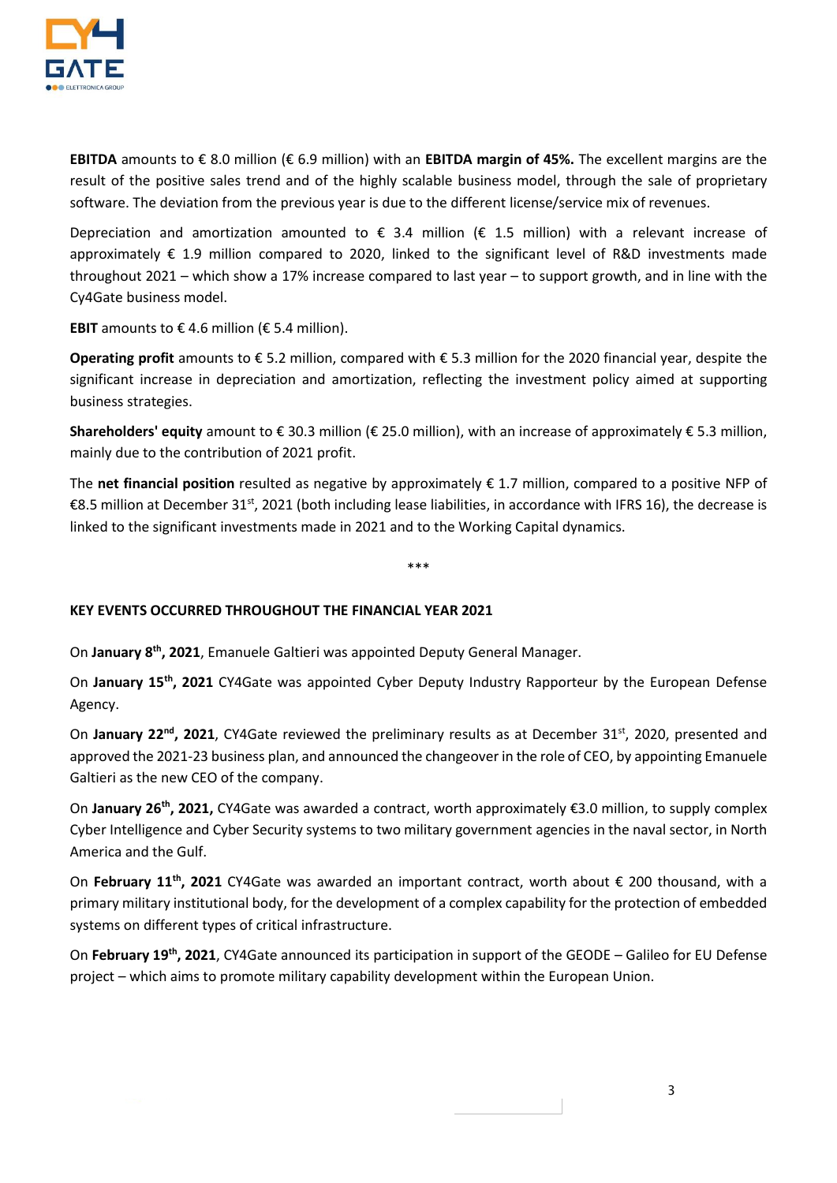**EBITDA** amounts to € 8.0 million (€ 6.9 million) with an **EBITDA margin of 45%.** The excellent margins are the result of the positive sales trend and of the highly scalable business model, through the sale of proprietary software. The deviation from the previous year is due to the different license/service mix of revenues.

Depreciation and amortization amounted to € 3.4 million (€ 1.5 million) with a relevant increase of approximately € 1.9 million compared to 2020, linked to the significant level of R&D investments made throughout 2021 – which show a 17% increase compared to last year – to support growth, and in line with the Cy4Gate business model.

**EBIT** amounts to € 4.6 million (€ 5.4 million).

**Operating profit** amounts to € 5.2 million, compared with € 5.3 million for the 2020 financial year, despite the significant increase in depreciation and amortization, reflecting the investment policy aimed at supporting business strategies.

**Shareholders' equity** amount to € 30.3 million (€ 25.0 million), with an increase of approximately € 5.3 million, mainly due to the contribution of 2021 profit.

The **net financial position** resulted as negative by approximately € 1.7 million, compared to a positive NFP of €8.5 million at December 31st, 2021 (both including lease liabilities, in accordance with IFRS 16), the decrease is linked to the significant investments made in 2021 and to the Working Capital dynamics.

***

**KEY EVENTS OCCURRED THROUGHOUT THE FINANCIAL YEAR 2021**

On **January 8th, 2021**, Emanuele Galtieri was appointed Deputy General Manager.

On **January 15th, 2021** CY4Gate was appointed Cyber Deputy Industry Rapporteur by the European Defense Agency.

On **January 22nd, 2021**, CY4Gate reviewed the preliminary results as at December 31st, 2020, presented and approved the 2021-23 business plan, and announced the changeover in the role of CEO, by appointing Emanuele Galtieri as the new CEO of the company.

On **January 26th, 2021,** CY4Gate was awarded a contract, worth approximately €3.0 million, to supply complex Cyber Intelligence and Cyber Security systems to two military government agencies in the naval sector, in North America and the Gulf.

On **February 11th, 2021** CY4Gate was awarded an important contract, worth about € 200 thousand, with a primary military institutional body, for the development of a complex capability for the protection of embedded systems on different types of critical infrastructure.

On **February 19th, 2021**, CY4Gate announced its participation in support of the GEODE – Galileo for EU Defense project – which aims to promote military capability development within the European Union.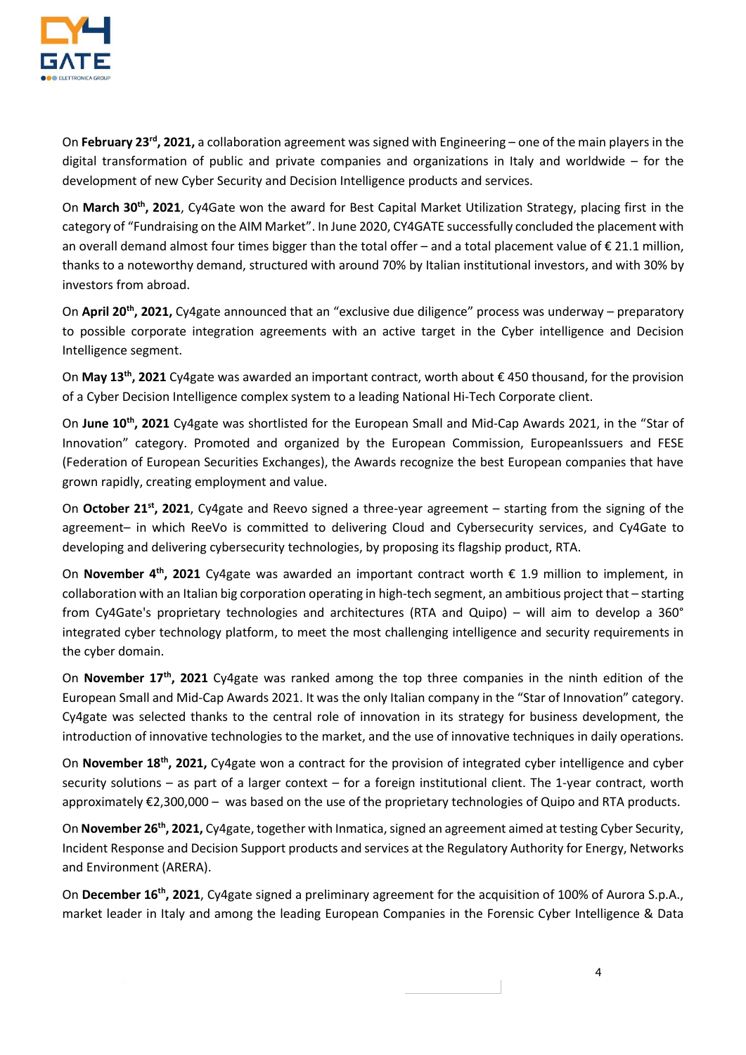On **February 23rd, 2021,** a collaboration agreement was signed with Engineering – one of the main players in the digital transformation of public and private companies and organizations in Italy and worldwide – for the development of new Cyber Security and Decision Intelligence products and services.

On **March 30th, 2021**, Cy4Gate won the award for Best Capital Market Utilization Strategy, placing first in the category of "Fundraising on the AIM Market". In June 2020, CY4GATE successfully concluded the placement with an overall demand almost four times bigger than the total offer – and a total placement value of € 21.1 million, thanks to a noteworthy demand, structured with around 70% by Italian institutional investors, and with 30% by investors from abroad.

On **April 20th, 2021,** Cy4gate announced that an "exclusive due diligence" process was underway – preparatory to possible corporate integration agreements with an active target in the Cyber intelligence and Decision Intelligence segment.

On **May 13th, 2021** Cy4gate was awarded an important contract, worth about € 450 thousand, for the provision of a Cyber Decision Intelligence complex system to a leading National Hi-Tech Corporate client.

On **June 10th, 2021** Cy4gate was shortlisted for the European Small and Mid-Cap Awards 2021, in the "Star of Innovation" category. Promoted and organized by the European Commission, EuropeanIssuers and FESE (Federation of European Securities Exchanges), the Awards recognize the best European companies that have grown rapidly, creating employment and value.

On **October 21st, 2021**, Cy4gate and Reevo signed a three-year agreement – starting from the signing of the agreement– in which ReeVo is committed to delivering Cloud and Cybersecurity services, and Cy4Gate to developing and delivering cybersecurity technologies, by proposing its flagship product, RTA.

On **November 4th, 2021** Cy4gate was awarded an important contract worth € 1.9 million to implement, in collaboration with an Italian big corporation operating in high-tech segment, an ambitious project that – starting from Cy4Gate's proprietary technologies and architectures (RTA and Quipo) – will aim to develop a 360° integrated cyber technology platform, to meet the most challenging intelligence and security requirements in the cyber domain.

On **November 17th, 2021** Cy4gate was ranked among the top three companies in the ninth edition of the European Small and Mid-Cap Awards 2021. It was the only Italian company in the "Star of Innovation" category. Cy4gate was selected thanks to the central role of innovation in its strategy for business development, the introduction of innovative technologies to the market, and the use of innovative techniques in daily operations.

On **November 18th, 2021,** Cy4gate won a contract for the provision of integrated cyber intelligence and cyber security solutions – as part of a larger context – for a foreign institutional client. The 1-year contract, worth approximately €2,300,000 – was based on the use of the proprietary technologies of Quipo and RTA products.

On **November 26th, 2021,** Cy4gate, together with Inmatica, signed an agreement aimed at testing Cyber Security, Incident Response and Decision Support products and services at the Regulatory Authority for Energy, Networks and Environment (ARERA).

On **December 16th, 2021**, Cy4gate signed a preliminary agreement for the acquisition of 100% of Aurora S.p.A., market leader in Italy and among the leading European Companies in the Forensic Cyber Intelligence & Data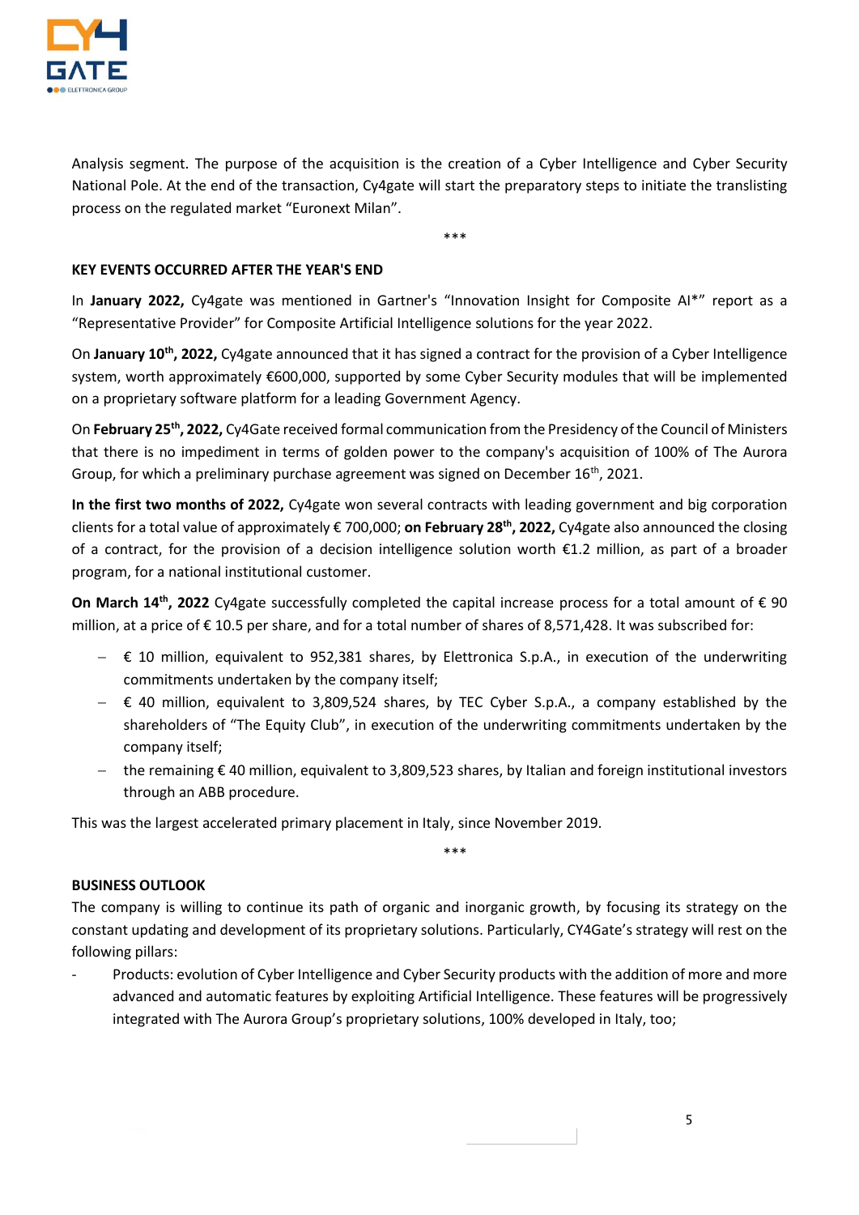Analysis segment. The purpose of the acquisition is the creation of a Cyber Intelligence and Cyber Security National Pole. At the end of the transaction, Cy4gate will start the preparatory steps to initiate the translisting process on the regulated market "Euronext Milan".

\*\*\*

**KEY EVENTS OCCURRED AFTER THE YEAR'S END**

In **January 2022,** Cy4gate was mentioned in Gartner's "Innovation Insight for Composite AI\*" report as a "Representative Provider" for Composite Artificial Intelligence solutions for the year 2022.

On **January 10th, 2022,** Cy4gate announced that it has signed a contract for the provision of a Cyber Intelligence system, worth approximately €600,000, supported by some Cyber Security modules that will be implemented on a proprietary software platform for a leading Government Agency.

On **February 25th, 2022,** Cy4Gate received formal communication from the Presidency of the Council of Ministers that there is no impediment in terms of golden power to the company's acquisition of 100% of The Aurora Group, for which a preliminary purchase agreement was signed on December 16th, 2021.

**In the first two months of 2022,** Cy4gate won several contracts with leading government and big corporation clients for a total value of approximately € 700,000; **on February 28th, 2022,** Cy4gate also announced the closing of a contract, for the provision of a decision intelligence solution worth €1.2 million, as part of a broader program, for a national institutional customer.

**On March 14th, 2022** Cy4gate successfully completed the capital increase process for a total amount of € 90 million, at a price of € 10.5 per share, and for a total number of shares of 8,571,428. It was subscribed for:

- € 10 million, equivalent to 952,381 shares, by Elettronica S.p.A., in execution of the underwriting commitments undertaken by the company itself;
- € 40 million, equivalent to 3,809,524 shares, by TEC Cyber S.p.A., a company established by the shareholders of "The Equity Club", in execution of the underwriting commitments undertaken by the company itself;
- the remaining € 40 million, equivalent to 3,809,523 shares, by Italian and foreign institutional investors through an ABB procedure.

This was the largest accelerated primary placement in Italy, since November 2019.

\*\*\*

**BUSINESS OUTLOOK**

The company is willing to continue its path of organic and inorganic growth, by focusing its strategy on the constant updating and development of its proprietary solutions. Particularly, CY4Gate's strategy will rest on the following pillars:

- Products: evolution of Cyber Intelligence and Cyber Security products with the addition of more and more advanced and automatic features by exploiting Artificial Intelligence. These features will be progressively integrated with The Aurora Group's proprietary solutions, 100% developed in Italy, too;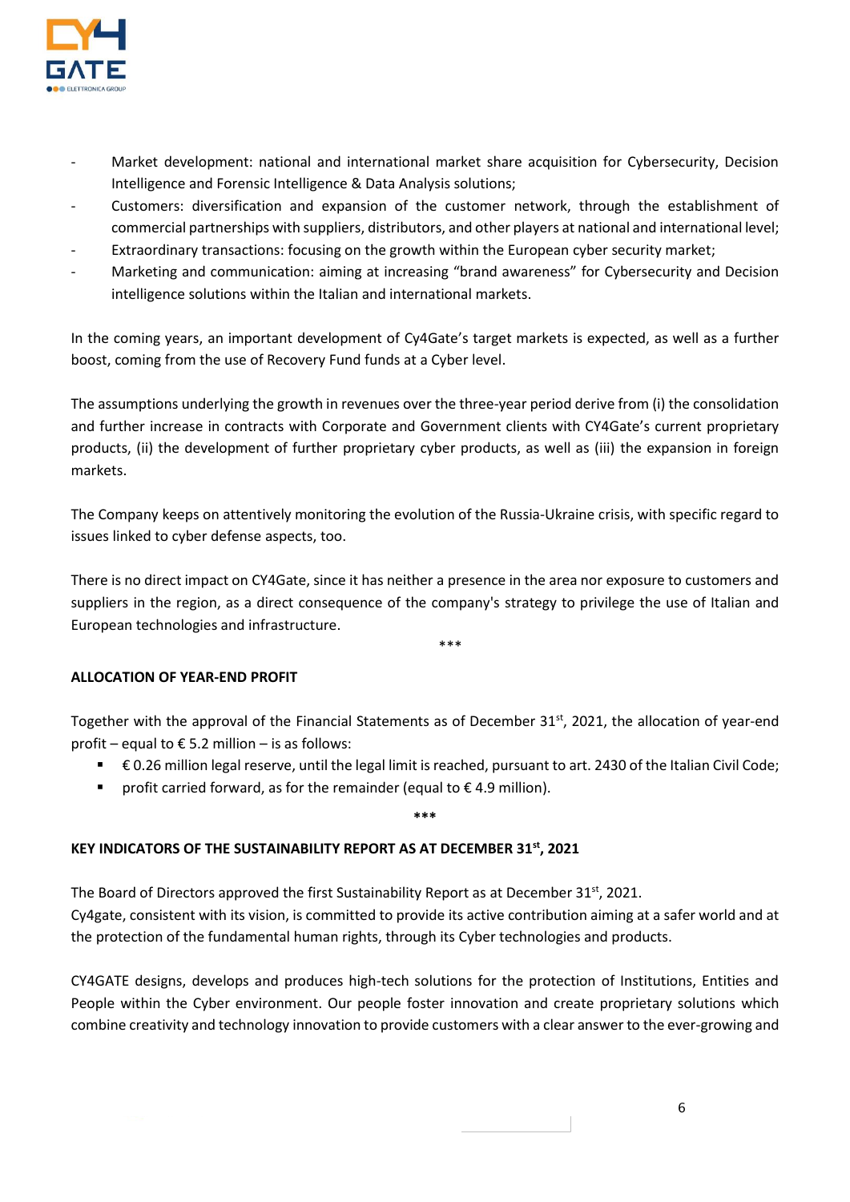- Market development: national and international market share acquisition for Cybersecurity, Decision Intelligence and Forensic Intelligence & Data Analysis solutions;
- Customers: diversification and expansion of the customer network, through the establishment of commercial partnerships with suppliers, distributors, and other players at national and international level;
- Extraordinary transactions: focusing on the growth within the European cyber security market;
- Marketing and communication: aiming at increasing "brand awareness" for Cybersecurity and Decision intelligence solutions within the Italian and international markets.

In the coming years, an important development of Cy4Gate's target markets is expected, as well as a further boost, coming from the use of Recovery Fund funds at a Cyber level.

The assumptions underlying the growth in revenues over the three-year period derive from (i) the consolidation and further increase in contracts with Corporate and Government clients with CY4Gate's current proprietary products, (ii) the development of further proprietary cyber products, as well as (iii) the expansion in foreign markets.

The Company keeps on attentively monitoring the evolution of the Russia-Ukraine crisis, with specific regard to issues linked to cyber defense aspects, too.

There is no direct impact on CY4Gate, since it has neither a presence in the area nor exposure to customers and suppliers in the region, as a direct consequence of the company's strategy to privilege the use of Italian and European technologies and infrastructure.

\*\*\*

**ALLOCATION OF YEAR-END PROFIT**

Together with the approval of the Financial Statements as of December 31st, 2021, the allocation of year-end profit – equal to € 5.2 million – is as follows:

- € 0.26 million legal reserve, until the legal limit is reached, pursuant to art. 2430 of the Italian Civil Code;
- profit carried forward, as for the remainder (equal to € 4.9 million).

\*\*\*

**KEY INDICATORS OF THE SUSTAINABILITY REPORT AS AT DECEMBER 31st, 2021**

The Board of Directors approved the first Sustainability Report as at December 31st, 2021.
Cy4gate, consistent with its vision, is committed to provide its active contribution aiming at a safer world and at the protection of the fundamental human rights, through its Cyber technologies and products.

CY4GATE designs, develops and produces high-tech solutions for the protection of Institutions, Entities and People within the Cyber environment. Our people foster innovation and create proprietary solutions which combine creativity and technology innovation to provide customers with a clear answer to the ever-growing and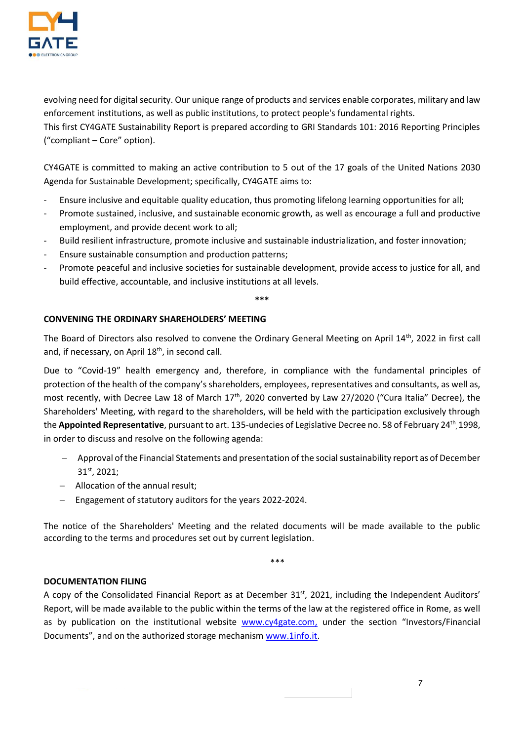evolving need for digital security. Our unique range of products and services enable corporates, military and law enforcement institutions, as well as public institutions, to protect people's fundamental rights.
This first CY4GATE Sustainability Report is prepared according to GRI Standards 101: 2016 Reporting Principles ("compliant – Core" option).

CY4GATE is committed to making an active contribution to 5 out of the 17 goals of the United Nations 2030 Agenda for Sustainable Development; specifically, CY4GATE aims to:

- Ensure inclusive and equitable quality education, thus promoting lifelong learning opportunities for all;
- Promote sustained, inclusive, and sustainable economic growth, as well as encourage a full and productive employment, and provide decent work to all;
- Build resilient infrastructure, promote inclusive and sustainable industrialization, and foster innovation;
- Ensure sustainable consumption and production patterns;
- Promote peaceful and inclusive societies for sustainable development, provide access to justice for all, and build effective, accountable, and inclusive institutions at all levels.

***

**CONVENING THE ORDINARY SHAREHOLDERS' MEETING**

The Board of Directors also resolved to convene the Ordinary General Meeting on April 14th, 2022 in first call and, if necessary, on April 18th, in second call.

Due to "Covid-19" health emergency and, therefore, in compliance with the fundamental principles of protection of the health of the company's shareholders, employees, representatives and consultants, as well as, most recently, with Decree Law 18 of March 17th, 2020 converted by Law 27/2020 ("Cura Italia" Decree), the Shareholders' Meeting, with regard to the shareholders, will be held with the participation exclusively through the **Appointed Representative**, pursuant to art. 135-undecies of Legislative Decree no. 58 of February 24th, 1998, in order to discuss and resolve on the following agenda:

- Approval of the Financial Statements and presentation of the social sustainability report as of December 31st, 2021;
- Allocation of the annual result;
- Engagement of statutory auditors for the years 2022-2024.

The notice of the Shareholders' Meeting and the related documents will be made available to the public according to the terms and procedures set out by current legislation.

***

**DOCUMENTATION FILING**

A copy of the Consolidated Financial Report as at December 31st, 2021, including the Independent Auditors' Report, will be made available to the public within the terms of the law at the registered office in Rome, as well as by publication on the institutional website www.cy4gate.com, under the section "Investors/Financial Documents", and on the authorized storage mechanism www.1info.it.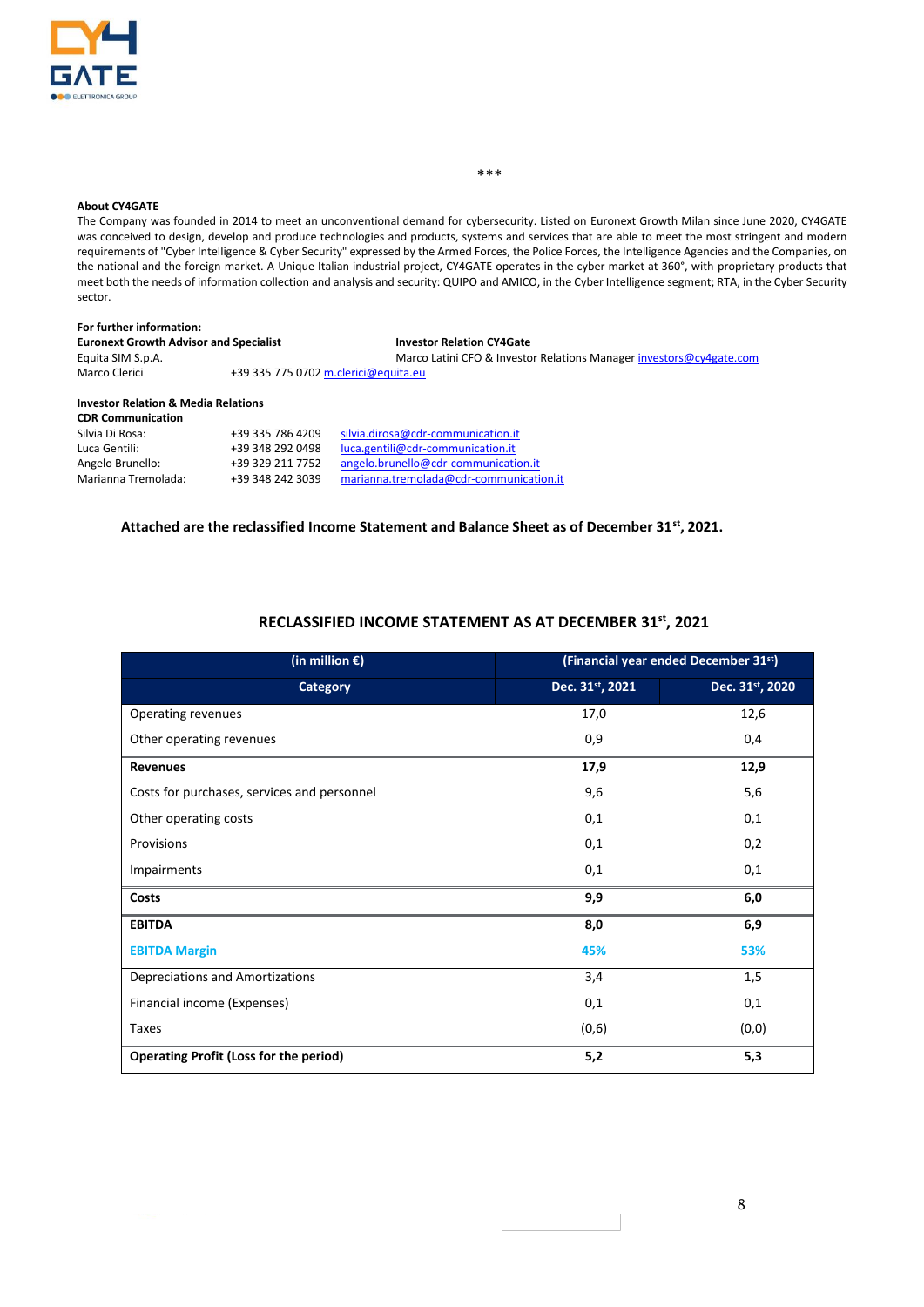\*\*\*

**About CY4GATE**

The Company was founded in 2014 to meet an unconventional demand for cybersecurity. Listed on Euronext Growth Milan since June 2020, CY4GATE was conceived to design, develop and produce technologies and products, systems and services that are able to meet the most stringent and modern requirements of "Cyber Intelligence & Cyber Security" expressed by the Armed Forces, the Police Forces, the Intelligence Agencies and the Companies, on the national and the foreign market. A Unique Italian industrial project, CY4GATE operates in the cyber market at 360°, with proprietary products that meet both the needs of information collection and analysis and security: QUIPO and AMICO, in the Cyber Intelligence segment; RTA, in the Cyber Security sector.

**For further information:**

**Euronext Growth Advisor and Specialist**
Equita SIM S.p.A.
Marco Clerici +39 335 775 0702 m.clerici@equita.eu

**Investor Relation CY4Gate**
Marco Latini CFO & Investor Relations Manager investors@cy4gate.com

**Investor Relation & Media Relations**
**CDR Communication**

| | | |
|---|---|---|
| Silvia Di Rosa: | +39 335 786 4209 | silvia.dirosa@cdr-communication.it |
| Luca Gentili: | +39 348 292 0498 | luca.gentili@cdr-communication.it |
| Angelo Brunello: | +39 329 211 7752 | angelo.brunello@cdr-communication.it |
| Marianna Tremolada: | +39 348 242 3039 | marianna.tremolada@cdr-communication.it |

**Attached are the reclassified Income Statement and Balance Sheet as of December 31st, 2021.**

## RECLASSIFIED INCOME STATEMENT AS AT DECEMBER 31st, 2021

| (in million €) | (Financial year ended December 31st) | |
|---|---|---|
| **Category** | **Dec. 31st, 2021** | **Dec. 31st, 2020** |
| Operating revenues | 17,0 | 12,6 |
| Other operating revenues | 0,9 | 0,4 |
| **Revenues** | **17,9** | **12,9** |
| Costs for purchases, services and personnel | 9,6 | 5,6 |
| Other operating costs | 0,1 | 0,1 |
| Provisions | 0,1 | 0,2 |
| Impairments | 0,1 | 0,1 |
| **Costs** | **9,9** | **6,0** |
| **EBITDA** | **8,0** | **6,9** |
| **EBITDA Margin** | **45%** | **53%** |
| Depreciations and Amortizations | 3,4 | 1,5 |
| Financial income (Expenses) | 0,1 | 0,1 |
| Taxes | (0,6) | (0,0) |
| **Operating Profit (Loss for the period)** | **5,2** | **5,3** |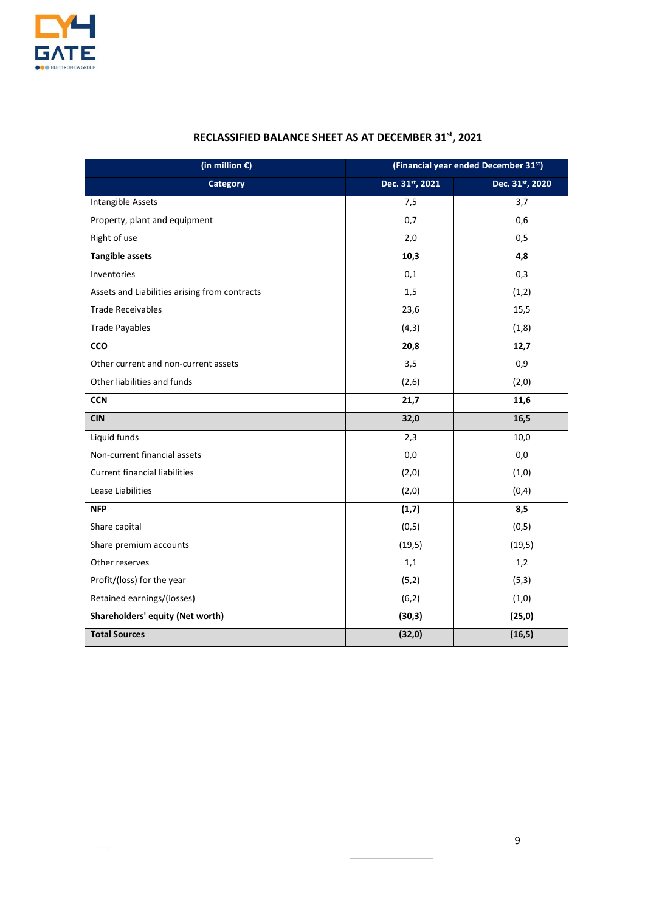## RECLASSIFIED BALANCE SHEET AS AT DECEMBER 31st, 2021

| (in million €) | (Financial year ended December 31st) | |
|---|---|---|
| **Category** | **Dec. 31st, 2021** | **Dec. 31st, 2020** |
| Intangible Assets | 7,5 | 3,7 |
| Property, plant and equipment | 0,7 | 0,6 |
| Right of use | 2,0 | 0,5 |
| **Tangible assets** | **10,3** | **4,8** |
| Inventories | 0,1 | 0,3 |
| Assets and Liabilities arising from contracts | 1,5 | (1,2) |
| Trade Receivables | 23,6 | 15,5 |
| Trade Payables | (4,3) | (1,8) |
| **CCO** | **20,8** | **12,7** |
| Other current and non-current assets | 3,5 | 0,9 |
| Other liabilities and funds | (2,6) | (2,0) |
| **CCN** | **21,7** | **11,6** |
| **CIN** | **32,0** | **16,5** |
| Liquid funds | 2,3 | 10,0 |
| Non-current financial assets | 0,0 | 0,0 |
| Current financial liabilities | (2,0) | (1,0) |
| Lease Liabilities | (2,0) | (0,4) |
| **NFP** | **(1,7)** | **8,5** |
| Share capital | (0,5) | (0,5) |
| Share premium accounts | (19,5) | (19,5) |
| Other reserves | 1,1 | 1,2 |
| Profit/(loss) for the year | (5,2) | (5,3) |
| Retained earnings/(losses) | (6,2) | (1,0) |
| **Shareholders' equity (Net worth)** | **(30,3)** | **(25,0)** |
| **Total Sources** | **(32,0)** | **(16,5)** |